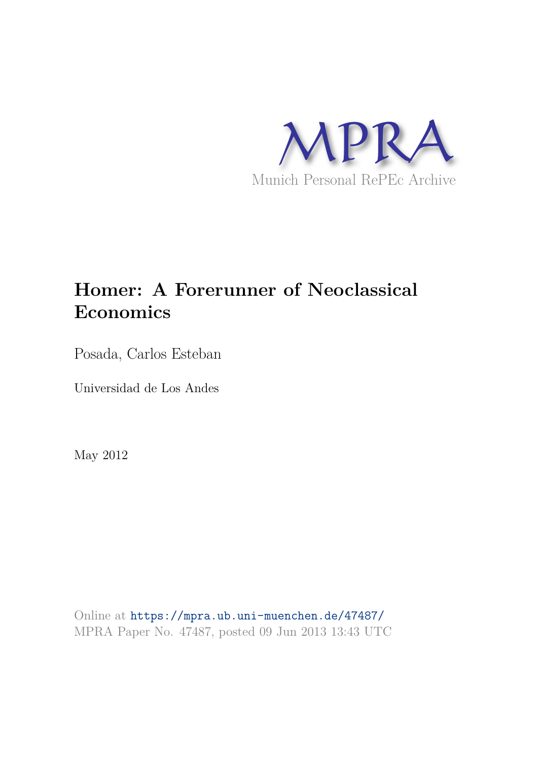MPRA

Munich Personal RePEc Archive

# Homer: A Forerunner of Neoclassical Economics

Posada, Carlos Esteban

Universidad de Los Andes

May 2012

Online at https://mpra.ub.uni-muenchen.de/47487/
MPRA Paper No. 47487, posted 09 Jun 2013 13:43 UTC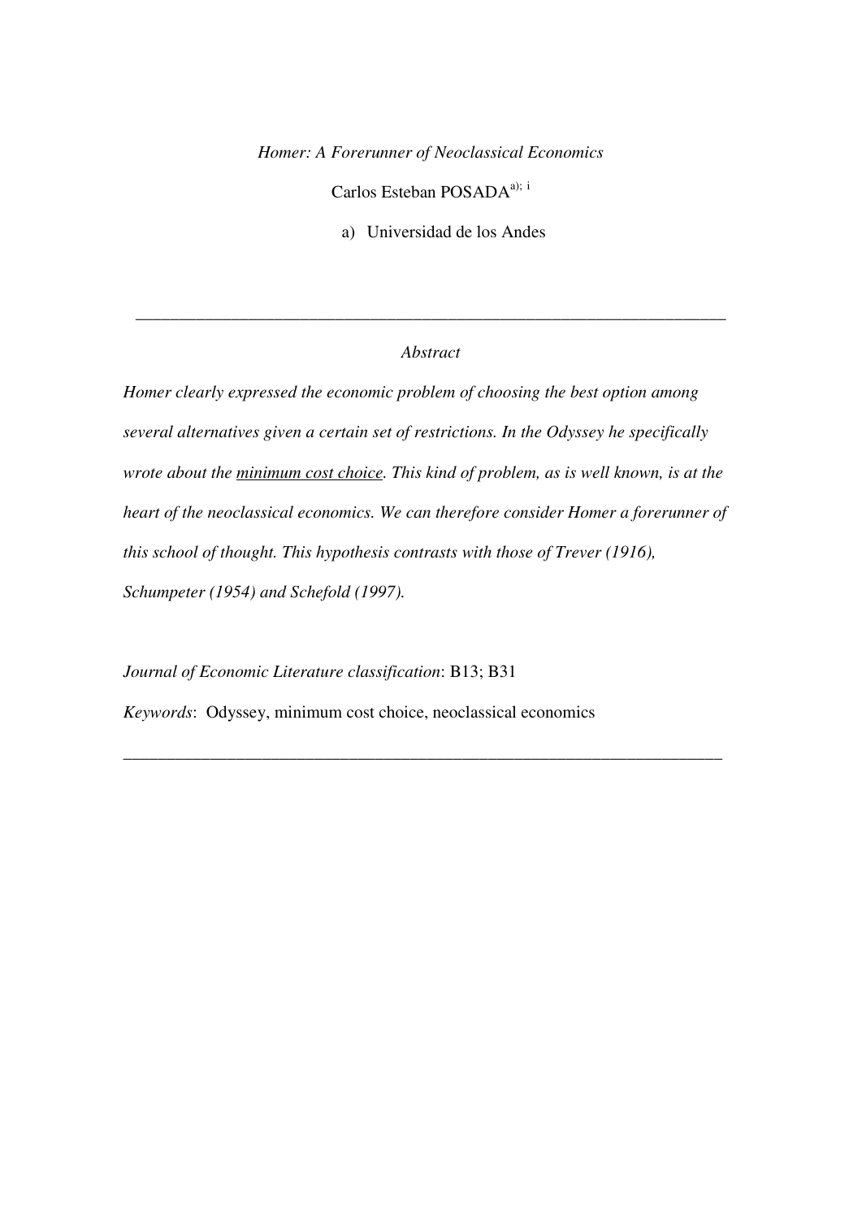*Homer: A Forerunner of Neoclassical Economics*

Carlos Esteban POSADA[a); i]

a) Universidad de los Andes

---

*Abstract*

*Homer clearly expressed the economic problem of choosing the best option among several alternatives given a certain set of restrictions. In the Odyssey he specifically wrote about the <u>minimum cost choice</u>. This kind of problem, as is well known, is at the heart of the neoclassical economics. We can therefore consider Homer a forerunner of this school of thought. This hypothesis contrasts with those of Trever (1916), Schumpeter (1954) and Schefold (1997).*

*Journal of Economic Literature classification*: B13; B31

*Keywords*: Odyssey, minimum cost choice, neoclassical economics

---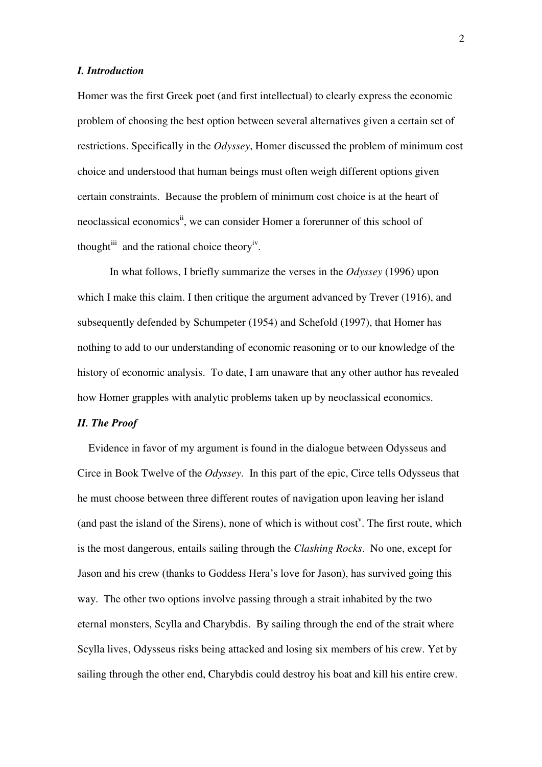### *I. Introduction*

Homer was the first Greek poet (and first intellectual) to clearly express the economic problem of choosing the best option between several alternatives given a certain set of restrictions. Specifically in the *Odyssey*, Homer discussed the problem of minimum cost choice and understood that human beings must often weigh different options given certain constraints. Because the problem of minimum cost choice is at the heart of neoclassical economics[ii], we can consider Homer a forerunner of this school of thought[iii] and the rational choice theory[iv].

In what follows, I briefly summarize the verses in the *Odyssey* (1996) upon which I make this claim. I then critique the argument advanced by Trever (1916), and subsequently defended by Schumpeter (1954) and Schefold (1997), that Homer has nothing to add to our understanding of economic reasoning or to our knowledge of the history of economic analysis. To date, I am unaware that any other author has revealed how Homer grapples with analytic problems taken up by neoclassical economics.

### *II. The Proof*

Evidence in favor of my argument is found in the dialogue between Odysseus and Circe in Book Twelve of the *Odyssey*. In this part of the epic, Circe tells Odysseus that he must choose between three different routes of navigation upon leaving her island (and past the island of the Sirens), none of which is without cost[v]. The first route, which is the most dangerous, entails sailing through the *Clashing Rocks*. No one, except for Jason and his crew (thanks to Goddess Hera's love for Jason), has survived going this way. The other two options involve passing through a strait inhabited by the two eternal monsters, Scylla and Charybdis. By sailing through the end of the strait where Scylla lives, Odysseus risks being attacked and losing six members of his crew. Yet by sailing through the other end, Charybdis could destroy his boat and kill his entire crew.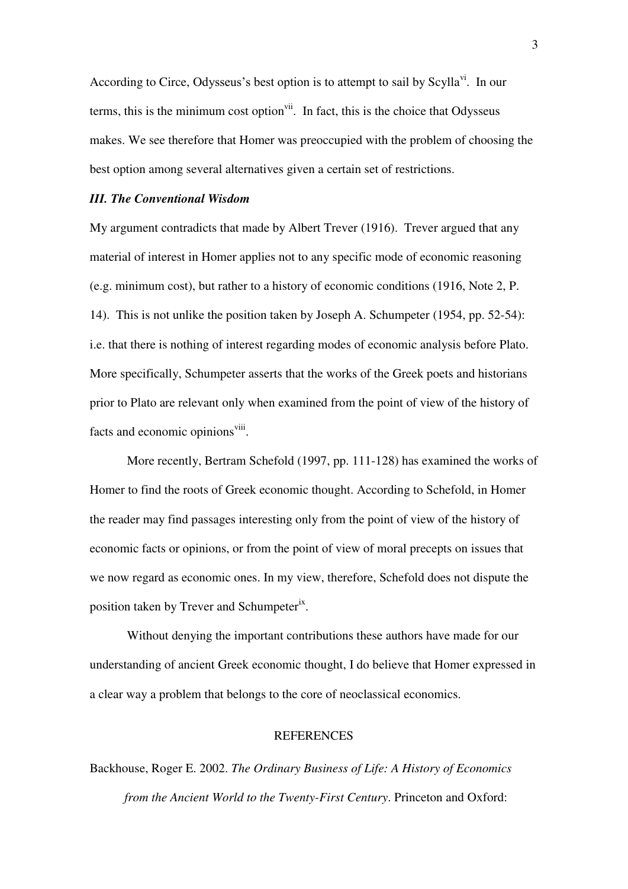According to Circe, Odysseus's best option is to attempt to sail by Scylla[vi]. In our terms, this is the minimum cost option[vii]. In fact, this is the choice that Odysseus makes. We see therefore that Homer was preoccupied with the problem of choosing the best option among several alternatives given a certain set of restrictions.

### *III. The Conventional Wisdom*

My argument contradicts that made by Albert Trever (1916). Trever argued that any material of interest in Homer applies not to any specific mode of economic reasoning (e.g. minimum cost), but rather to a history of economic conditions (1916, Note 2, P. 14). This is not unlike the position taken by Joseph A. Schumpeter (1954, pp. 52-54): i.e. that there is nothing of interest regarding modes of economic analysis before Plato. More specifically, Schumpeter asserts that the works of the Greek poets and historians prior to Plato are relevant only when examined from the point of view of the history of facts and economic opinions[viii].

More recently, Bertram Schefold (1997, pp. 111-128) has examined the works of Homer to find the roots of Greek economic thought. According to Schefold, in Homer the reader may find passages interesting only from the point of view of the history of economic facts or opinions, or from the point of view of moral precepts on issues that we now regard as economic ones. In my view, therefore, Schefold does not dispute the position taken by Trever and Schumpeter[ix].

Without denying the important contributions these authors have made for our understanding of ancient Greek economic thought, I do believe that Homer expressed in a clear way a problem that belongs to the core of neoclassical economics.

## REFERENCES

Backhouse, Roger E. 2002. *The Ordinary Business of Life: A History of Economics from the Ancient World to the Twenty-First Century*. Princeton and Oxford: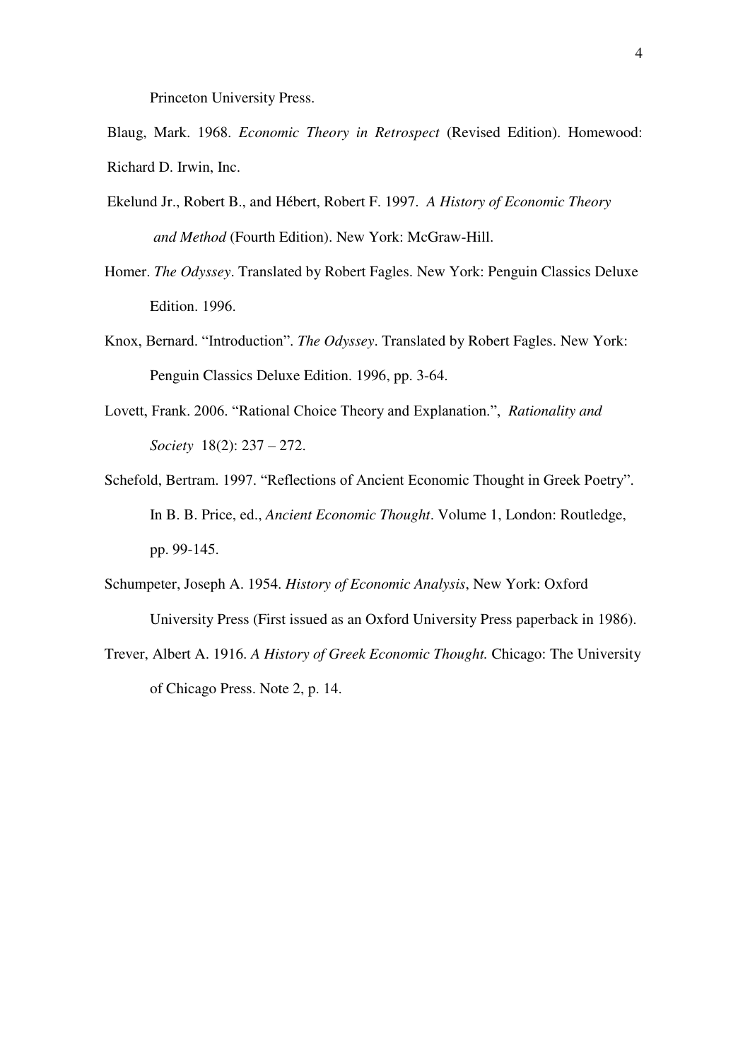Princeton University Press.

Blaug, Mark. 1968. *Economic Theory in Retrospect* (Revised Edition). Homewood: Richard D. Irwin, Inc.

Ekelund Jr., Robert B., and Hébert, Robert F. 1997. *A History of Economic Theory and Method* (Fourth Edition). New York: McGraw-Hill.

Homer. *The Odyssey*. Translated by Robert Fagles. New York: Penguin Classics Deluxe Edition. 1996.

Knox, Bernard. "Introduction". *The Odyssey*. Translated by Robert Fagles. New York: Penguin Classics Deluxe Edition. 1996, pp. 3-64.

Lovett, Frank. 2006. "Rational Choice Theory and Explanation.", *Rationality and Society* 18(2): 237 – 272.

Schefold, Bertram. 1997. "Reflections of Ancient Economic Thought in Greek Poetry". In B. B. Price, ed., *Ancient Economic Thought*. Volume 1, London: Routledge, pp. 99-145.

Schumpeter, Joseph A. 1954. *History of Economic Analysis*, New York: Oxford University Press (First issued as an Oxford University Press paperback in 1986).

Trever, Albert A. 1916. *A History of Greek Economic Thought.* Chicago: The University of Chicago Press. Note 2, p. 14.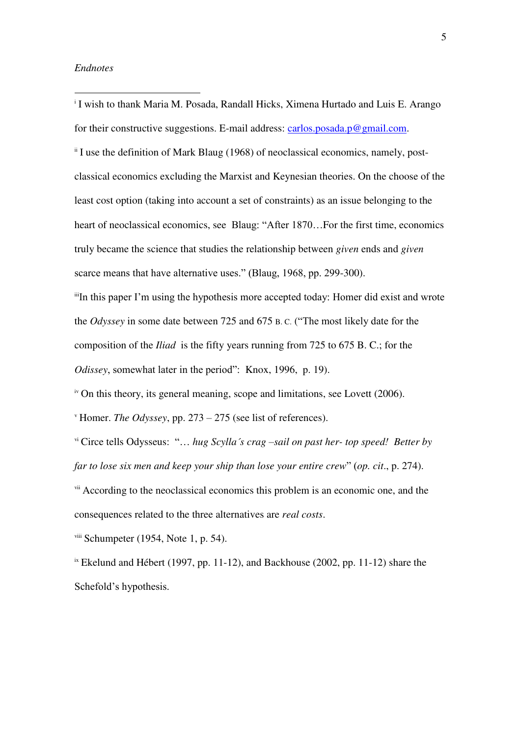*Endnotes*

---

[i] I wish to thank Maria M. Posada, Randall Hicks, Ximena Hurtado and Luis E. Arango for their constructive suggestions. E-mail address: carlos.posada.p@gmail.com.

[ii] I use the definition of Mark Blaug (1968) of neoclassical economics, namely, post-classical economics excluding the Marxist and Keynesian theories. On the choose of the least cost option (taking into account a set of constraints) as an issue belonging to the heart of neoclassical economics, see Blaug: "After 1870…For the first time, economics truly became the science that studies the relationship between *given* ends and *given* scarce means that have alternative uses." (Blaug, 1968, pp. 299-300).

[iii] In this paper I'm using the hypothesis more accepted today: Homer did exist and wrote the *Odyssey* in some date between 725 and 675 B. C. ("The most likely date for the composition of the *Iliad* is the fifty years running from 725 to 675 B. C.; for the *Odissey*, somewhat later in the period": Knox, 1996, p. 19).

[iv] On this theory, its general meaning, scope and limitations, see Lovett (2006).

[v] Homer. *The Odyssey*, pp. 273 – 275 (see list of references).

[vi] Circe tells Odysseus: "… *hug Scylla´s crag –sail on past her- top speed! Better by far to lose six men and keep your ship than lose your entire crew*" (*op. cit*., p. 274).

[vii] According to the neoclassical economics this problem is an economic one, and the consequences related to the three alternatives are *real costs*.

[viii] Schumpeter (1954, Note 1, p. 54).

[ix] Ekelund and Hébert (1997, pp. 11-12), and Backhouse (2002, pp. 11-12) share the Schefold's hypothesis.